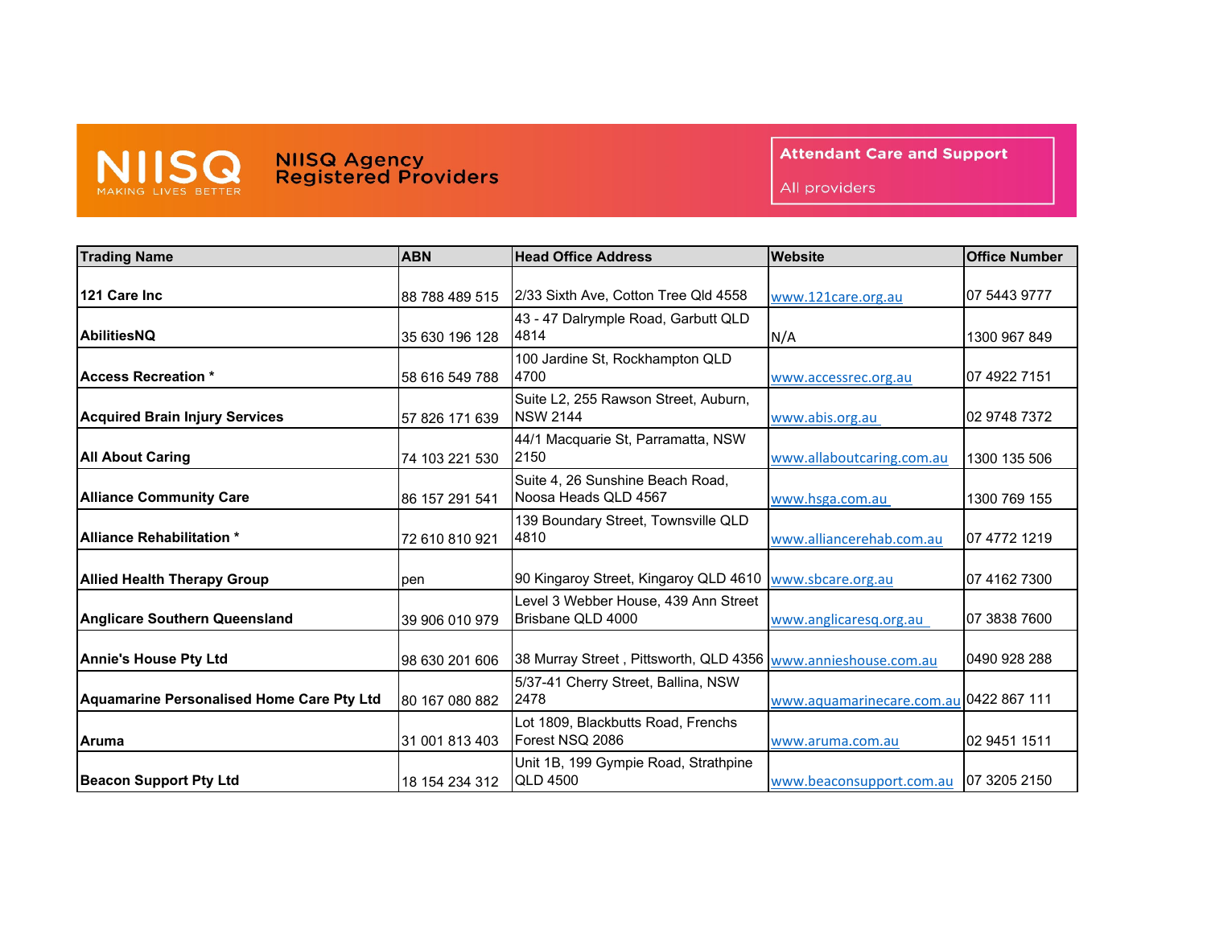# NIISQ

MAKING LIVES BETTER

## NIISQ Agency Registered Providers

**Attendant Care and Support**

All providers

| Trading Name | ABN | Head Office Address | Website | Office Number |
|---|---|---|---|---|
| **121 Care Inc** | 88 788 489 515 | 2/33 Sixth Ave, Cotton Tree Qld 4558 | www.121care.org.au | 07 5443 9777 |
| **AbilitiesNQ** | 35 630 196 128 | 43 - 47 Dalrymple Road, Garbutt QLD 4814 | N/A | 1300 967 849 |
| **Access Recreation *** | 58 616 549 788 | 100 Jardine St, Rockhampton QLD 4700 | www.accessrec.org.au | 07 4922 7151 |
| **Acquired Brain Injury Services** | 57 826 171 639 | Suite L2, 255 Rawson Street, Auburn, NSW 2144 | www.abis.org.au | 02 9748 7372 |
| **All About Caring** | 74 103 221 530 | 44/1 Macquarie St, Parramatta, NSW 2150 | www.allaboutcaring.com.au | 1300 135 506 |
| **Alliance Community Care** | 86 157 291 541 | Suite 4, 26 Sunshine Beach Road, Noosa Heads QLD 4567 | www.hsga.com.au | 1300 769 155 |
| **Alliance Rehabilitation *** | 72 610 810 921 | 139 Boundary Street, Townsville QLD 4810 | www.alliancerehab.com.au | 07 4772 1219 |
| **Allied Health Therapy Group** | pen | 90 Kingaroy Street, Kingaroy QLD 4610 | www.sbcare.org.au | 07 4162 7300 |
| **Anglicare Southern Queensland** | 39 906 010 979 | Level 3 Webber House, 439 Ann Street Brisbane QLD 4000 | www.anglicaresq.org.au | 07 3838 7600 |
| **Annie's House Pty Ltd** | 98 630 201 606 | 38 Murray Street , Pittsworth, QLD 4356 | www.annieshouse.com.au | 0490 928 288 |
| **Aquamarine Personalised Home Care Pty Ltd** | 80 167 080 882 | 5/37-41 Cherry Street, Ballina, NSW 2478 | www.aquamarinecare.com.au | 0422 867 111 |
| **Aruma** | 31 001 813 403 | Lot 1809, Blackbutts Road, Frenchs Forest NSQ 2086 | www.aruma.com.au | 02 9451 1511 |
| **Beacon Support Pty Ltd** | 18 154 234 312 | Unit 1B, 199 Gympie Road, Strathpine QLD 4500 | www.beaconsupport.com.au | 07 3205 2150 |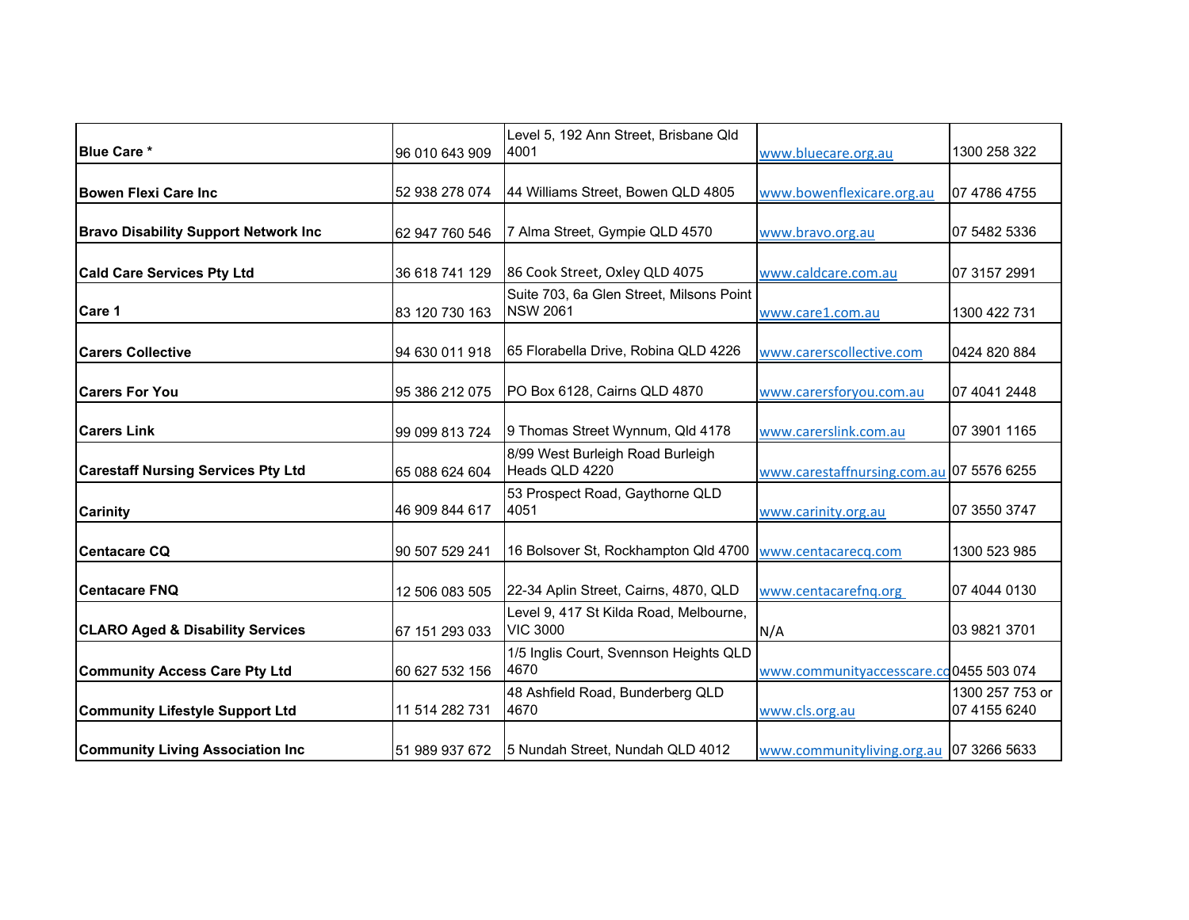| | | | | |
|---|---|---|---|---|
| **Blue Care *** | 96 010 643 909 | Level 5, 192 Ann Street, Brisbane Qld 4001 | www.bluecare.org.au | 1300 258 322 |
| **Bowen Flexi Care Inc** | 52 938 278 074 | 44 Williams Street, Bowen QLD 4805 | www.bowenflexicare.org.au | 07 4786 4755 |
| **Bravo Disability Support Network Inc** | 62 947 760 546 | 7 Alma Street, Gympie QLD 4570 | www.bravo.org.au | 07 5482 5336 |
| **Cald Care Services Pty Ltd** | 36 618 741 129 | 86 Cook Street, Oxley QLD 4075 | www.caldcare.com.au | 07 3157 2991 |
| **Care 1** | 83 120 730 163 | Suite 703, 6a Glen Street, Milsons Point NSW 2061 | www.care1.com.au | 1300 422 731 |
| **Carers Collective** | 94 630 011 918 | 65 Florabella Drive, Robina QLD 4226 | www.carerscollective.com | 0424 820 884 |
| **Carers For You** | 95 386 212 075 | PO Box 6128, Cairns QLD 4870 | www.carersforyou.com.au | 07 4041 2448 |
| **Carers Link** | 99 099 813 724 | 9 Thomas Street Wynnum, Qld 4178 | www.carerslink.com.au | 07 3901 1165 |
| **Carestaff Nursing Services Pty Ltd** | 65 088 624 604 | 8/99 West Burleigh Road Burleigh Heads QLD 4220 | www.carestaffnursing.com.au | 07 5576 6255 |
| **Carinity** | 46 909 844 617 | 53 Prospect Road, Gaythorne QLD 4051 | www.carinity.org.au | 07 3550 3747 |
| **Centacare CQ** | 90 507 529 241 | 16 Bolsover St, Rockhampton Qld 4700 | www.centacarecq.com | 1300 523 985 |
| **Centacare FNQ** | 12 506 083 505 | 22-34 Aplin Street, Cairns, 4870, QLD | www.centacarefnq.org | 07 4044 0130 |
| **CLARO Aged & Disability Services** | 67 151 293 033 | Level 9, 417 St Kilda Road, Melbourne, VIC 3000 | N/A | 03 9821 3701 |
| **Community Access Care Pty Ltd** | 60 627 532 156 | 1/5 Inglis Court, Svennson Heights QLD 4670 | www.communityaccesscare.co | 0455 503 074 |
| **Community Lifestyle Support Ltd** | 11 514 282 731 | 48 Ashfield Road, Bunderberg QLD 4670 | www.cls.org.au | 1300 257 753 or 07 4155 6240 |
| **Community Living Association Inc** | 51 989 937 672 | 5 Nundah Street, Nundah QLD 4012 | www.communityliving.org.au | 07 3266 5633 |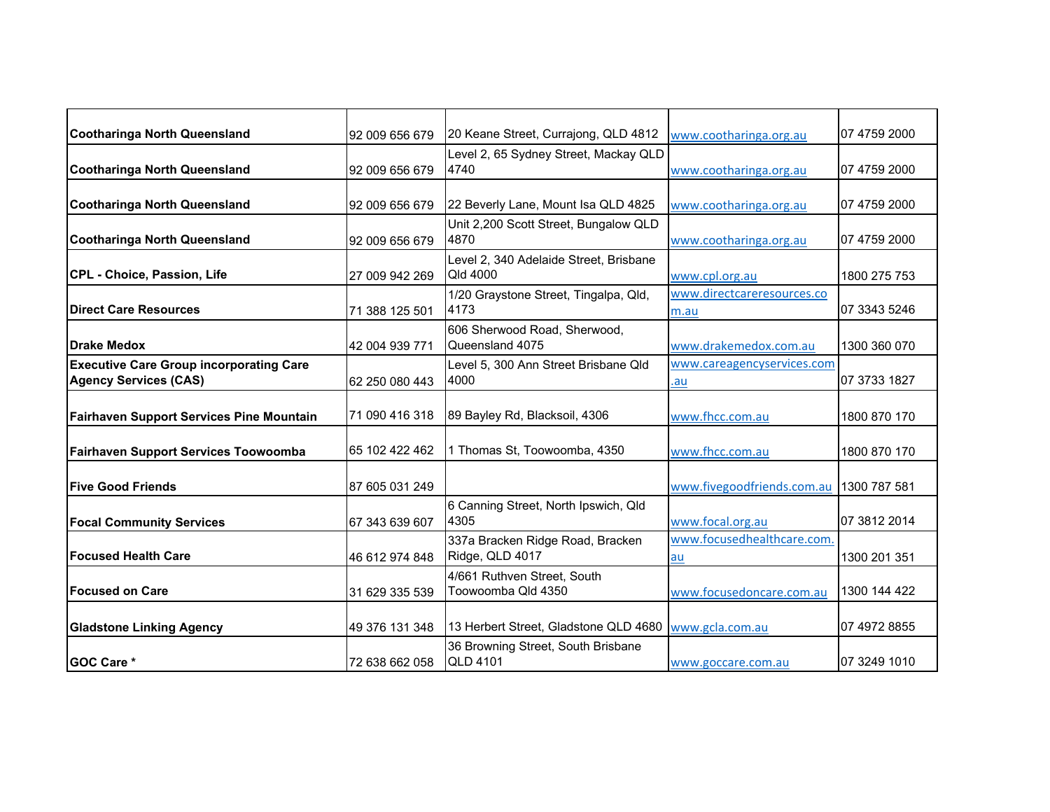| | | | | |
|---|---|---|---|---|
| **Cootharinga North Queensland** | 92 009 656 679 | 20 Keane Street, Currajong, QLD 4812 | www.cootharinga.org.au | 07 4759 2000 |
| **Cootharinga North Queensland** | 92 009 656 679 | Level 2, 65 Sydney Street, Mackay QLD 4740 | www.cootharinga.org.au | 07 4759 2000 |
| **Cootharinga North Queensland** | 92 009 656 679 | 22 Beverly Lane, Mount Isa QLD 4825 | www.cootharinga.org.au | 07 4759 2000 |
| **Cootharinga North Queensland** | 92 009 656 679 | Unit 2,200 Scott Street, Bungalow QLD 4870 | www.cootharinga.org.au | 07 4759 2000 |
| **CPL - Choice, Passion, Life** | 27 009 942 269 | Level 2, 340 Adelaide Street, Brisbane Qld 4000 | www.cpl.org.au | 1800 275 753 |
| **Direct Care Resources** | 71 388 125 501 | 1/20 Graystone Street, Tingalpa, Qld, 4173 | www.directcareresources.com.au | 07 3343 5246 |
| **Drake Medox** | 42 004 939 771 | 606 Sherwood Road, Sherwood, Queensland 4075 | www.drakemedox.com.au | 1300 360 070 |
| **Executive Care Group incorporating Care Agency Services (CAS)** | 62 250 080 443 | Level 5, 300 Ann Street Brisbane Qld 4000 | www.careagencyservices.com.au | 07 3733 1827 |
| **Fairhaven Support Services Pine Mountain** | 71 090 416 318 | 89 Bayley Rd, Blacksoil, 4306 | www.fhcc.com.au | 1800 870 170 |
| **Fairhaven Support Services Toowoomba** | 65 102 422 462 | 1 Thomas St, Toowoomba, 4350 | www.fhcc.com.au | 1800 870 170 |
| **Five Good Friends** | 87 605 031 249 | | www.fivegoodfriends.com.au | 1300 787 581 |
| **Focal Community Services** | 67 343 639 607 | 6 Canning Street, North Ipswich, Qld 4305 | www.focal.org.au | 07 3812 2014 |
| **Focused Health Care** | 46 612 974 848 | 337a Bracken Ridge Road, Bracken Ridge, QLD 4017 | www.focusedhealthcare.com.au | 1300 201 351 |
| **Focused on Care** | 31 629 335 539 | 4/661 Ruthven Street, South Toowoomba Qld 4350 | www.focusedoncare.com.au | 1300 144 422 |
| **Gladstone Linking Agency** | 49 376 131 348 | 13 Herbert Street, Gladstone QLD 4680 | www.gcla.com.au | 07 4972 8855 |
| **GOC Care *** | 72 638 662 058 | 36 Browning Street, South Brisbane QLD 4101 | www.goccare.com.au | 07 3249 1010 |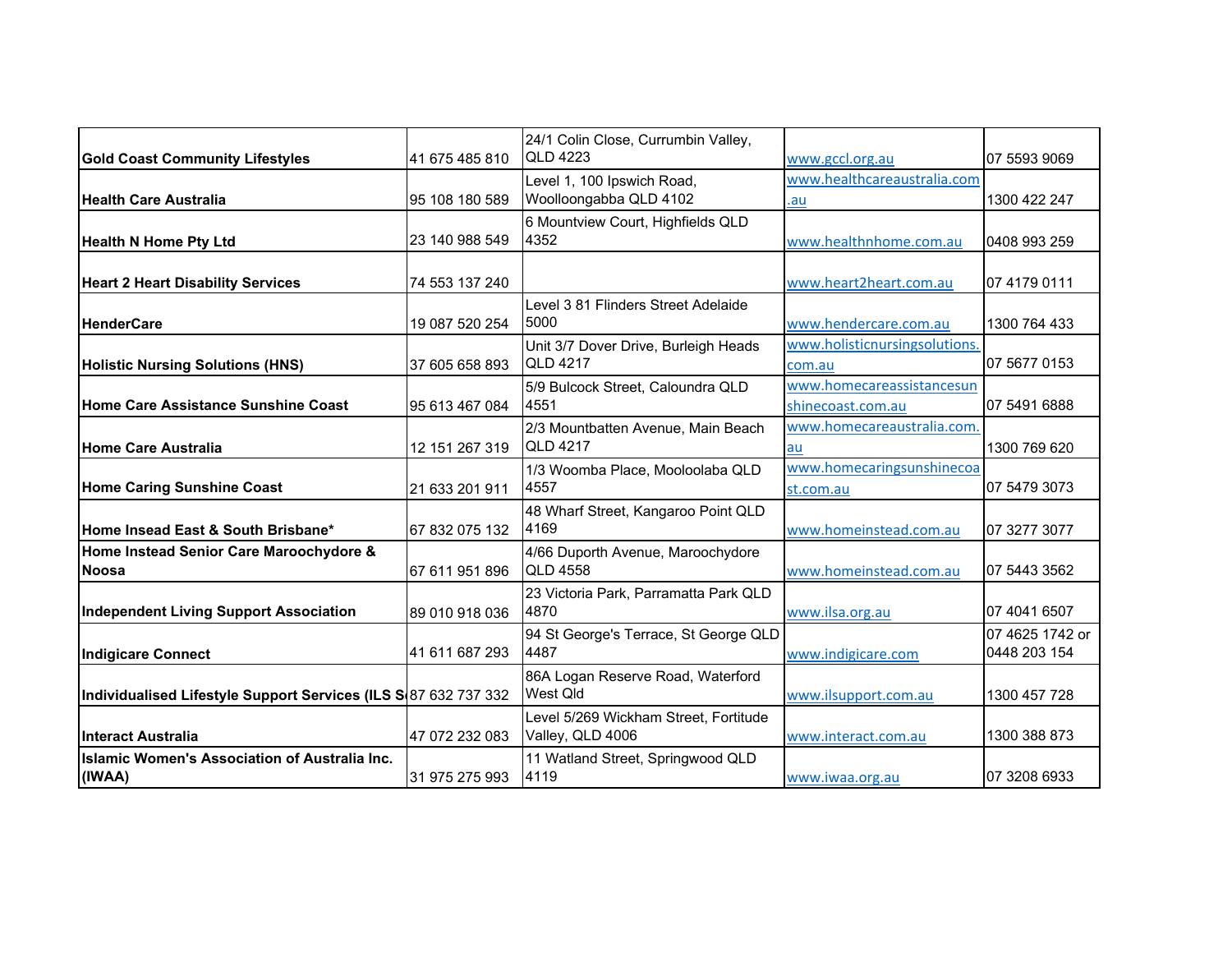| | | | | |
|---|---|---|---|---|
| **Gold Coast Community Lifestyles** | 41 675 485 810 | 24/1 Colin Close, Currumbin Valley, QLD 4223 | www.gccl.org.au | 07 5593 9069 |
| **Health Care Australia** | 95 108 180 589 | Level 1, 100 Ipswich Road, Woolloongabba QLD 4102 | www.healthcareaustralia.com.au | 1300 422 247 |
| **Health N Home Pty Ltd** | 23 140 988 549 | 6 Mountview Court, Highfields QLD 4352 | www.healthnhome.com.au | 0408 993 259 |
| **Heart 2 Heart Disability Services** | 74 553 137 240 | | www.heart2heart.com.au | 07 4179 0111 |
| **HenderCare** | 19 087 520 254 | Level 3 81 Flinders Street Adelaide 5000 | www.hendercare.com.au | 1300 764 433 |
| **Holistic Nursing Solutions (HNS)** | 37 605 658 893 | Unit 3/7 Dover Drive, Burleigh Heads QLD 4217 | www.holisticnursingsolutions.com.au | 07 5677 0153 |
| **Home Care Assistance Sunshine Coast** | 95 613 467 084 | 5/9 Bulcock Street, Caloundra QLD 4551 | www.homecareassistancesunshinecoast.com.au | 07 5491 6888 |
| **Home Care Australia** | 12 151 267 319 | 2/3 Mountbatten Avenue, Main Beach QLD 4217 | www.homecareaustralia.com.au | 1300 769 620 |
| **Home Caring Sunshine Coast** | 21 633 201 911 | 1/3 Woomba Place, Mooloolaba QLD 4557 | www.homecaringsunshinecoast.com.au | 07 5479 3073 |
| **Home Insead East & South Brisbane*** | 67 832 075 132 | 48 Wharf Street, Kangaroo Point QLD 4169 | www.homeinstead.com.au | 07 3277 3077 |
| **Home Instead Senior Care Maroochydore & Noosa** | 67 611 951 896 | 4/66 Duporth Avenue, Maroochydore QLD 4558 | www.homeinstead.com.au | 07 5443 3562 |
| **Independent Living Support Association** | 89 010 918 036 | 23 Victoria Park, Parramatta Park QLD 4870 | www.ilsa.org.au | 07 4041 6507 |
| **Indigicare Connect** | 41 611 687 293 | 94 St George's Terrace, St George QLD 4487 | www.indigicare.com | 07 4625 1742 or 0448 203 154 |
| **Individualised Lifestyle Support Services (ILS S** | 87 632 737 332 | 86A Logan Reserve Road, Waterford West Qld | www.ilsupport.com.au | 1300 457 728 |
| **Interact Australia** | 47 072 232 083 | Level 5/269 Wickham Street, Fortitude Valley, QLD 4006 | www.interact.com.au | 1300 388 873 |
| **Islamic Women's Association of Australia Inc. (IWAA)** | 31 975 275 993 | 11 Watland Street, Springwood QLD 4119 | www.iwaa.org.au | 07 3208 6933 |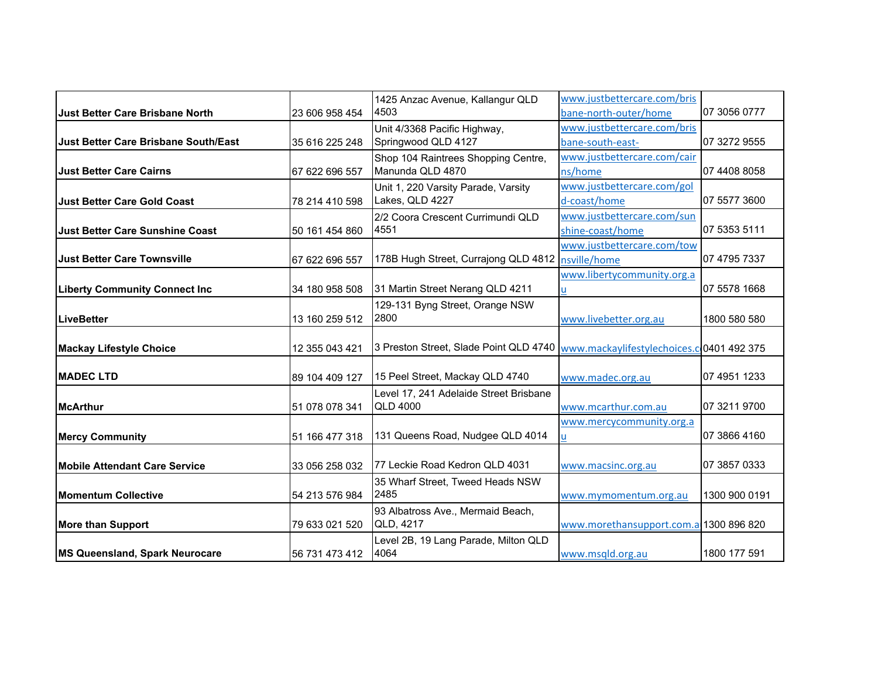| | | | | |
|---|---|---|---|---|
| **Just Better Care Brisbane North** | 23 606 958 454 | 1425 Anzac Avenue, Kallangur QLD 4503 | www.justbettercare.com/brisbane-north-outer/home | 07 3056 0777 |
| **Just Better Care Brisbane South/East** | 35 616 225 248 | Unit 4/3368 Pacific Highway, Springwood QLD 4127 | www.justbettercare.com/brisbane-south-east- | 07 3272 9555 |
| **Just Better Care Cairns** | 67 622 696 557 | Shop 104 Raintrees Shopping Centre, Manunda QLD 4870 | www.justbettercare.com/cairns/home | 07 4408 8058 |
| **Just Better Care Gold Coast** | 78 214 410 598 | Unit 1, 220 Varsity Parade, Varsity Lakes, QLD 4227 | www.justbettercare.com/gold-coast/home | 07 5577 3600 |
| **Just Better Care Sunshine Coast** | 50 161 454 860 | 2/2 Coora Crescent Currimundi QLD 4551 | www.justbettercare.com/sunshine-coast/home | 07 5353 5111 |
| **Just Better Care Townsville** | 67 622 696 557 | 178B Hugh Street, Currajong QLD 4812 | www.justbettercare.com/townsville/home | 07 4795 7337 |
| **Liberty Community Connect Inc** | 34 180 958 508 | 31 Martin Street Nerang QLD 4211 | www.libertycommunity.org.au | 07 5578 1668 |
| **LiveBetter** | 13 160 259 512 | 129-131 Byng Street, Orange NSW 2800 | www.livebetter.org.au | 1800 580 580 |
| **Mackay Lifestyle Choice** | 12 355 043 421 | 3 Preston Street, Slade Point QLD 4740 | www.mackaylifestylechoices.c | 0401 492 375 |
| **MADEC LTD** | 89 104 409 127 | 15 Peel Street, Mackay QLD 4740 | www.madec.org.au | 07 4951 1233 |
| **McArthur** | 51 078 078 341 | Level 17, 241 Adelaide Street Brisbane QLD 4000 | www.mcarthur.com.au | 07 3211 9700 |
| **Mercy Community** | 51 166 477 318 | 131 Queens Road, Nudgee QLD 4014 | www.mercycommunity.org.au | 07 3866 4160 |
| **Mobile Attendant Care Service** | 33 056 258 032 | 77 Leckie Road Kedron QLD 4031 | www.macsinc.org.au | 07 3857 0333 |
| **Momentum Collective** | 54 213 576 984 | 35 Wharf Street, Tweed Heads NSW 2485 | www.mymomentum.org.au | 1300 900 0191 |
| **More than Support** | 79 633 021 520 | 93 Albatross Ave., Mermaid Beach, QLD, 4217 | www.morethansupport.com.a | 1300 896 820 |
| **MS Queensland, Spark Neurocare** | 56 731 473 412 | Level 2B, 19 Lang Parade, Milton QLD 4064 | www.msqld.org.au | 1800 177 591 |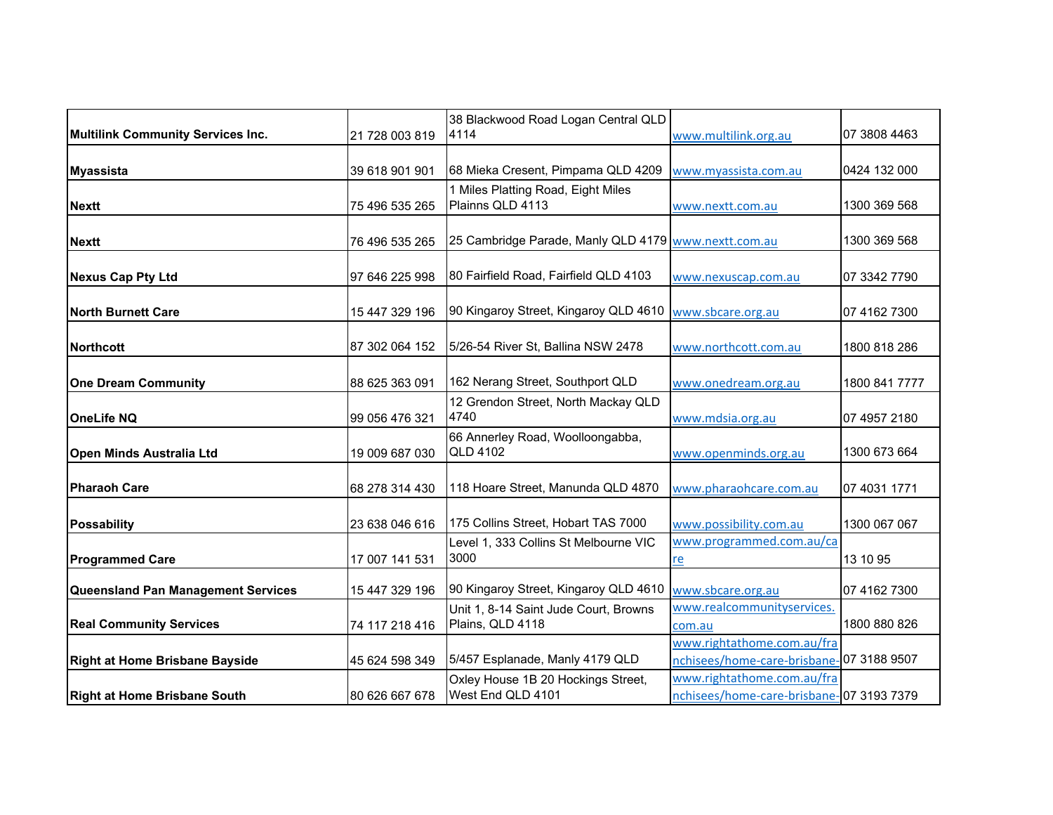| **Multilink Community Services Inc.** | 21 728 003 819 | 38 Blackwood Road Logan Central QLD 4114 | www.multilink.org.au | 07 3808 4463 |
|---|---|---|---|---|
| **Myassista** | 39 618 901 901 | 68 Mieka Cresent, Pimpama QLD 4209 | www.myassista.com.au | 0424 132 000 |
| **Nextt** | 75 496 535 265 | 1 Miles Platting Road, Eight Miles Plainns QLD 4113 | www.nextt.com.au | 1300 369 568 |
| **Nextt** | 76 496 535 265 | 25 Cambridge Parade, Manly QLD 4179 | www.nextt.com.au | 1300 369 568 |
| **Nexus Cap Pty Ltd** | 97 646 225 998 | 80 Fairfield Road, Fairfield QLD 4103 | www.nexuscap.com.au | 07 3342 7790 |
| **North Burnett Care** | 15 447 329 196 | 90 Kingaroy Street, Kingaroy QLD 4610 | www.sbcare.org.au | 07 4162 7300 |
| **Northcott** | 87 302 064 152 | 5/26-54 River St, Ballina NSW 2478 | www.northcott.com.au | 1800 818 286 |
| **One Dream Community** | 88 625 363 091 | 162 Nerang Street, Southport QLD | www.onedream.org.au | 1800 841 7777 |
| **OneLife NQ** | 99 056 476 321 | 12 Grendon Street, North Mackay QLD 4740 | www.mdsia.org.au | 07 4957 2180 |
| **Open Minds Australia Ltd** | 19 009 687 030 | 66 Annerley Road, Woolloongabba, QLD 4102 | www.openminds.org.au | 1300 673 664 |
| **Pharaoh Care** | 68 278 314 430 | 118 Hoare Street, Manunda QLD 4870 | www.pharaohcare.com.au | 07 4031 1771 |
| **Possability** | 23 638 046 616 | 175 Collins Street, Hobart TAS 7000 | www.possibility.com.au | 1300 067 067 |
| **Programmed Care** | 17 007 141 531 | Level 1, 333 Collins St Melbourne VIC 3000 | www.programmed.com.au/care | 13 10 95 |
| **Queensland Pan Management Services** | 15 447 329 196 | 90 Kingaroy Street, Kingaroy QLD 4610 | www.sbcare.org.au | 07 4162 7300 |
| **Real Community Services** | 74 117 218 416 | Unit 1, 8-14 Saint Jude Court, Browns Plains, QLD 4118 | www.realcommunityservices.com.au | 1800 880 826 |
| **Right at Home Brisbane Bayside** | 45 624 598 349 | 5/457 Esplanade, Manly 4179 QLD | www.rightathome.com.au/franchisees/home-care-brisbane- | 07 3188 9507 |
| **Right at Home Brisbane South** | 80 626 667 678 | Oxley House 1B 20 Hockings Street, West End QLD 4101 | www.rightathome.com.au/franchisees/home-care-brisbane- | 07 3193 7379 |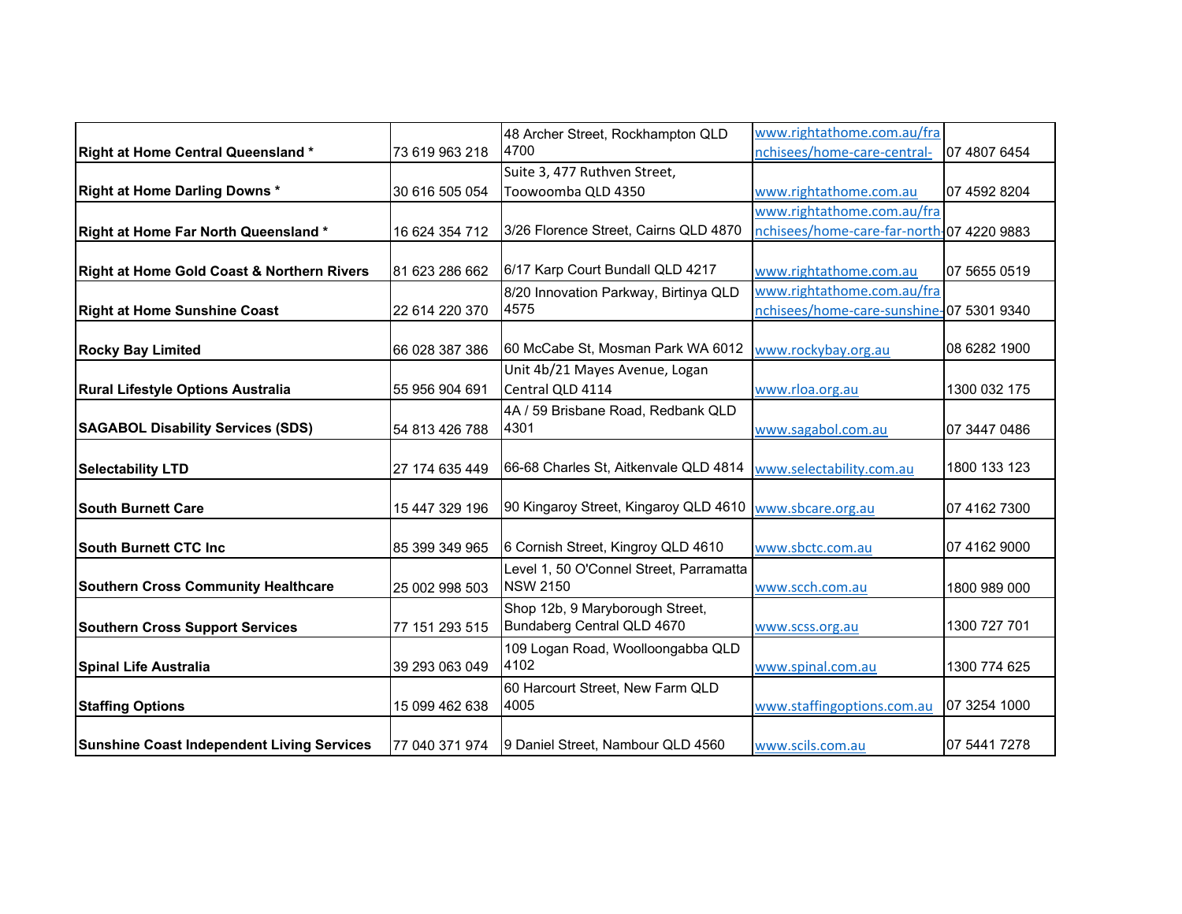| | | | | |
|---|---|---|---|---|
| **Right at Home Central Queensland *** | 73 619 963 218 | 48 Archer Street, Rockhampton QLD 4700 | www.rightathome.com.au/franchisees/home-care-central- | 07 4807 6454 |
| **Right at Home Darling Downs *** | 30 616 505 054 | Suite 3, 477 Ruthven Street, Toowoomba QLD 4350 | www.rightathome.com.au | 07 4592 8204 |
| **Right at Home Far North Queensland *** | 16 624 354 712 | 3/26 Florence Street, Cairns QLD 4870 | www.rightathome.com.au/franchisees/home-care-far-north- | 07 4220 9883 |
| **Right at Home Gold Coast & Northern Rivers** | 81 623 286 662 | 6/17 Karp Court Bundall QLD 4217 | www.rightathome.com.au | 07 5655 0519 |
| **Right at Home Sunshine Coast** | 22 614 220 370 | 8/20 Innovation Parkway, Birtinya QLD 4575 | www.rightathome.com.au/franchisees/home-care-sunshine- | 07 5301 9340 |
| **Rocky Bay Limited** | 66 028 387 386 | 60 McCabe St, Mosman Park WA 6012 | www.rockybay.org.au | 08 6282 1900 |
| **Rural Lifestyle Options Australia** | 55 956 904 691 | Unit 4b/21 Mayes Avenue, Logan Central QLD 4114 | www.rloa.org.au | 1300 032 175 |
| **SAGABOL Disability Services (SDS)** | 54 813 426 788 | 4A / 59 Brisbane Road, Redbank QLD 4301 | www.sagabol.com.au | 07 3447 0486 |
| **Selectability LTD** | 27 174 635 449 | 66-68 Charles St, Aitkenvale QLD 4814 | www.selectability.com.au | 1800 133 123 |
| **South Burnett Care** | 15 447 329 196 | 90 Kingaroy Street, Kingaroy QLD 4610 | www.sbcare.org.au | 07 4162 7300 |
| **South Burnett CTC Inc** | 85 399 349 965 | 6 Cornish Street, Kingroy QLD 4610 | www.sbctc.com.au | 07 4162 9000 |
| **Southern Cross Community Healthcare** | 25 002 998 503 | Level 1, 50 O'Connel Street, Parramatta NSW 2150 | www.scch.com.au | 1800 989 000 |
| **Southern Cross Support Services** | 77 151 293 515 | Shop 12b, 9 Maryborough Street, Bundaberg Central QLD 4670 | www.scss.org.au | 1300 727 701 |
| **Spinal Life Australia** | 39 293 063 049 | 109 Logan Road, Woolloongabba QLD 4102 | www.spinal.com.au | 1300 774 625 |
| **Staffing Options** | 15 099 462 638 | 60 Harcourt Street, New Farm QLD 4005 | www.staffingoptions.com.au | 07 3254 1000 |
| **Sunshine Coast Independent Living Services** | 77 040 371 974 | 9 Daniel Street, Nambour QLD 4560 | www.scils.com.au | 07 5441 7278 |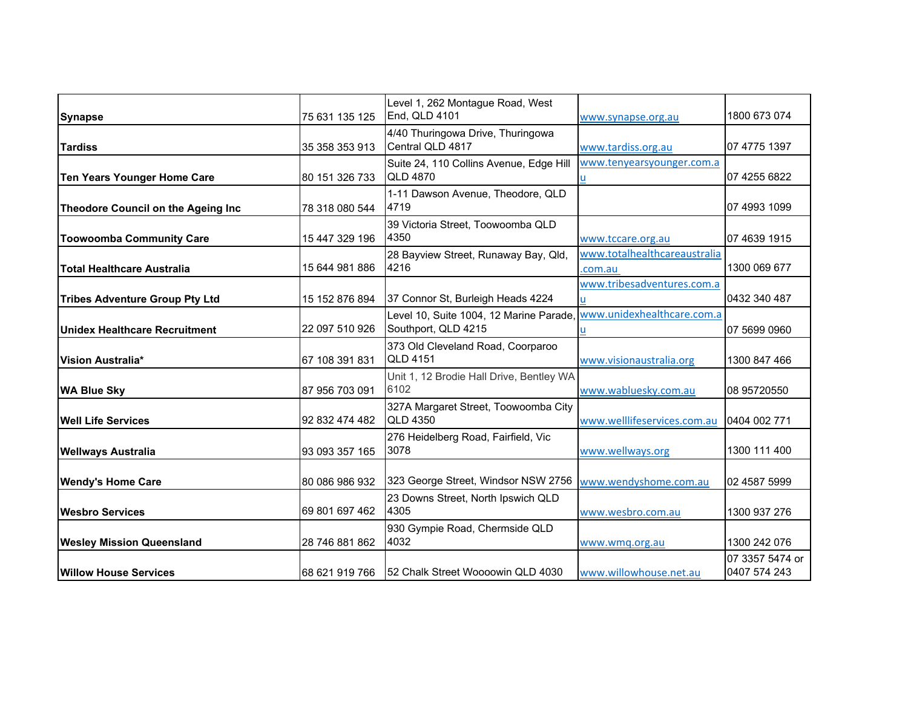| | | | | |
|---|---|---|---|---|
| **Synapse** | 75 631 135 125 | Level 1, 262 Montague Road, West End, QLD 4101 | www.synapse.org.au | 1800 673 074 |
| **Tardiss** | 35 358 353 913 | 4/40 Thuringowa Drive, Thuringowa Central QLD 4817 | www.tardiss.org.au | 07 4775 1397 |
| **Ten Years Younger Home Care** | 80 151 326 733 | Suite 24, 110 Collins Avenue, Edge Hill QLD 4870 | www.tenyearsyounger.com.au | 07 4255 6822 |
| **Theodore Council on the Ageing Inc** | 78 318 080 544 | 1-11 Dawson Avenue, Theodore, QLD 4719 | | 07 4993 1099 |
| **Toowoomba Community Care** | 15 447 329 196 | 39 Victoria Street, Toowoomba QLD 4350 | www.tccare.org.au | 07 4639 1915 |
| **Total Healthcare Australia** | 15 644 981 886 | 28 Bayview Street, Runaway Bay, Qld, 4216 | www.totalhealthcareaustralia.com.au | 1300 069 677 |
| **Tribes Adventure Group Pty Ltd** | 15 152 876 894 | 37 Connor St, Burleigh Heads 4224 | www.tribesadventures.com.au | 0432 340 487 |
| **Unidex Healthcare Recruitment** | 22 097 510 926 | Level 10, Suite 1004, 12 Marine Parade, Southport, QLD 4215 | www.unidexhealthcare.com.au | 07 5699 0960 |
| **Vision Australia*** | 67 108 391 831 | 373 Old Cleveland Road, Coorparoo QLD 4151 | www.visionaustralia.org | 1300 847 466 |
| **WA Blue Sky** | 87 956 703 091 | Unit 1, 12 Brodie Hall Drive, Bentley WA 6102 | www.wabluesky.com.au | 08 95720550 |
| **Well Life Services** | 92 832 474 482 | 327A Margaret Street, Toowoomba City QLD 4350 | www.welllifeservices.com.au | 0404 002 771 |
| **Wellways Australia** | 93 093 357 165 | 276 Heidelberg Road, Fairfield, Vic 3078 | www.wellways.org | 1300 111 400 |
| **Wendy's Home Care** | 80 086 986 932 | 323 George Street, Windsor NSW 2756 | www.wendyshome.com.au | 02 4587 5999 |
| **Wesbro Services** | 69 801 697 462 | 23 Downs Street, North Ipswich QLD 4305 | www.wesbro.com.au | 1300 937 276 |
| **Wesley Mission Queensland** | 28 746 881 862 | 930 Gympie Road, Chermside QLD 4032 | www.wmq.org.au | 1300 242 076 |
| **Willow House Services** | 68 621 919 766 | 52 Chalk Street Woooowin QLD 4030 | www.willowhouse.net.au | 07 3357 5474 or 0407 574 243 |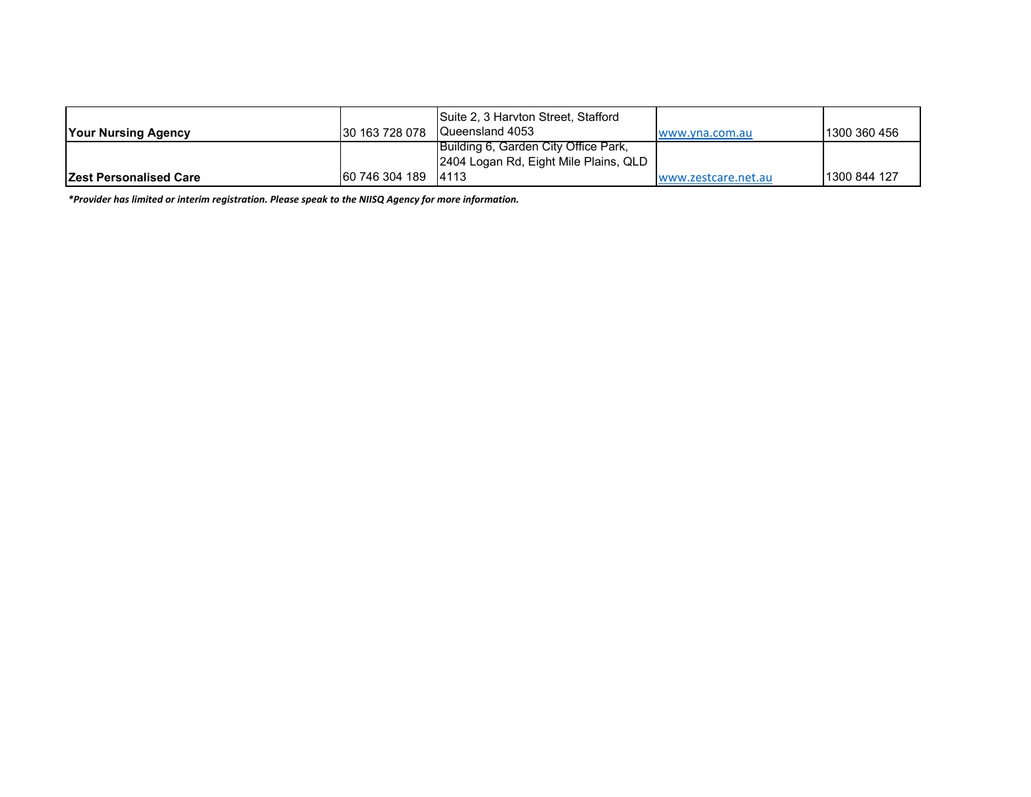| | | | | |
|---|---|---|---|---|
| **Your Nursing Agency** | 30 163 728 078 | Suite 2, 3 Harvton Street, Stafford Queensland 4053 | www.yna.com.au | 1300 360 456 |
| **Zest Personalised Care** | 60 746 304 189 | Building 6, Garden City Office Park, 2404 Logan Rd, Eight Mile Plains, QLD 4113 | www.zestcare.net.au | 1300 844 127 |

***Provider has limited or interim registration. Please speak to the NIISQ Agency for more information.***